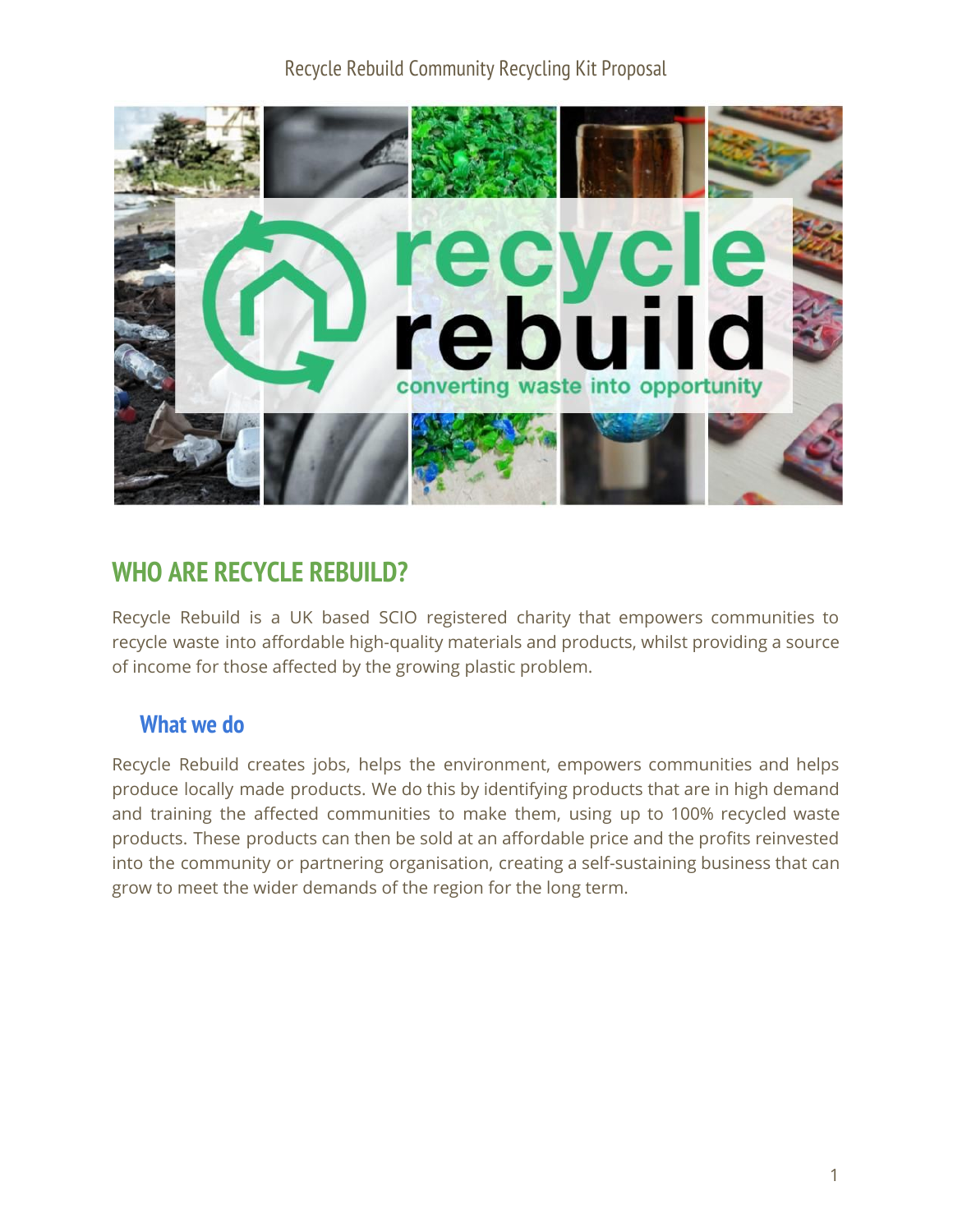## WHO ARE RECYCLE REBUILD?

Recycle Rebuild is a UK based SCIO registered charity that empowers communities to recycle waste into affordable high-quality materials and products, whilst providing a source of income for those affected by the growing plastic problem.

### What we do

Recycle Rebuild creates jobs, helps the environment, empowers communities and helps produce locally made products. We do this by identifying products that are in high demand and training the affected communities to make them, using up to 100% recycled waste products. These products can then be sold at an affordable price and the profits reinvested into the community or partnering organisation, creating a self-sustaining business that can grow to meet the wider demands of the region for the long term.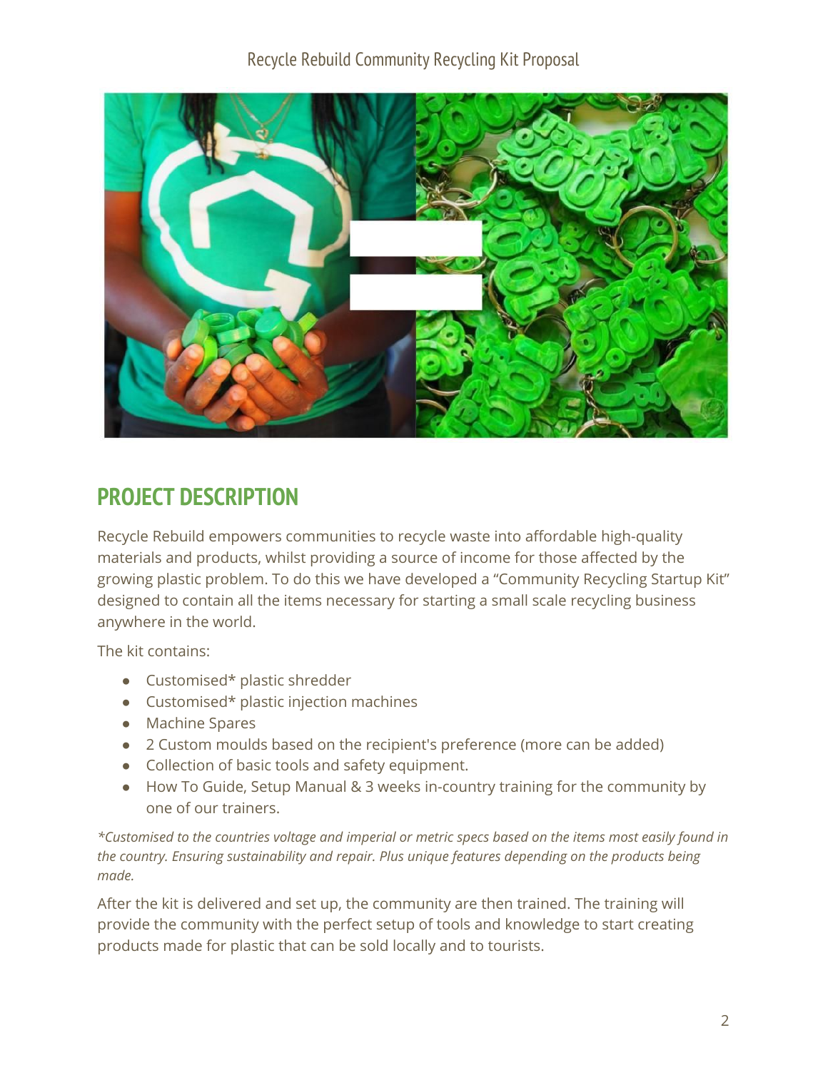## PROJECT DESCRIPTION

Recycle Rebuild empowers communities to recycle waste into affordable high-quality materials and products, whilst providing a source of income for those affected by the growing plastic problem. To do this we have developed a "Community Recycling Startup Kit" designed to contain all the items necessary for starting a small scale recycling business anywhere in the world.

The kit contains:

- Customised* plastic shredder
- Customised* plastic injection machines
- Machine Spares
- 2 Custom moulds based on the recipient's preference (more can be added)
- Collection of basic tools and safety equipment.
- How To Guide, Setup Manual & 3 weeks in-country training for the community by one of our trainers.

*\*Customised to the countries voltage and imperial or metric specs based on the items most easily found in the country. Ensuring sustainability and repair. Plus unique features depending on the products being made.*

After the kit is delivered and set up, the community are then trained. The training will provide the community with the perfect setup of tools and knowledge to start creating products made for plastic that can be sold locally and to tourists.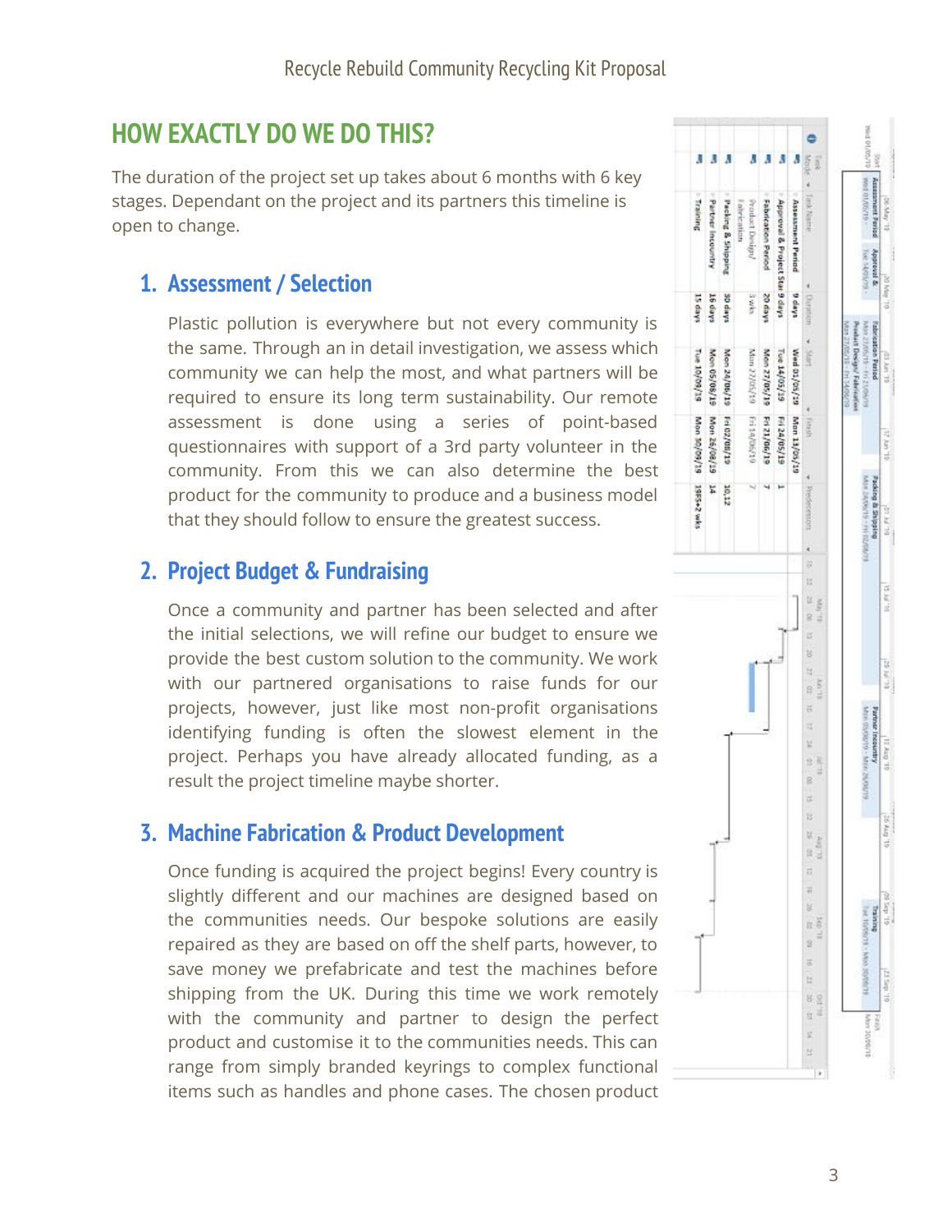## HOW EXACTLY DO WE DO THIS?

The duration of the project set up takes about 6 months with 6 key stages. Dependant on the project and its partners this timeline is open to change.

### 1. Assessment / Selection

Plastic pollution is everywhere but not every community is the same. Through an in detail investigation, we assess which community we can help the most, and what partners will be required to ensure its long term sustainability. Our remote assessment is done using a series of point-based questionnaires with support of a 3rd party volunteer in the community. From this we can also determine the best product for the community to produce and a business model that they should follow to ensure the greatest success.

### 2. Project Budget & Fundraising

Once a community and partner has been selected and after the initial selections, we will refine our budget to ensure we provide the best custom solution to the community. We work with our partnered organisations to raise funds for our projects, however, just like most non-profit organisations identifying funding is often the slowest element in the project. Perhaps you have already allocated funding, as a result the project timeline maybe shorter.

### 3. Machine Fabrication & Product Development

Once funding is acquired the project begins! Every country is slightly different and our machines are designed based on the communities needs. Our bespoke solutions are easily repaired as they are based on off the shelf parts, however, to save money we prefabricate and test the machines before shipping from the UK. During this time we work remotely with the community and partner to design the perfect product and customise it to the communities needs. This can range from simply branded keyrings to complex functional items such as handles and phone cases. The chosen product

| Task Name | Duration | Start | Finish | Predecessors |
|---|---|---|---|---|
| Assessment Period | 9 days | Wed 01/05/19 | Mon 13/05/19 | |
| Approval & Project Start | 9 days | Tue 14/05/19 | Fri 24/05/19 | 1 |
| Fabrication Period | 20 days | Mon 27/05/19 | Fri 21/06/19 | 7 |
| Product Design/Fabrication | 3 wks | Mon 27/05/19 | Fri 14/06/19 | 7 |
| Packing & Shipping | 30 days | Mon 24/06/19 | Fri 02/08/19 | 10,12 |
| Partner Incountry | 16 days | Mon 05/08/19 | Mon 26/08/19 | 14 |
| Training | 15 days | Tue 10/09/19 | Mon 30/09/19 | 19SS+2 wks |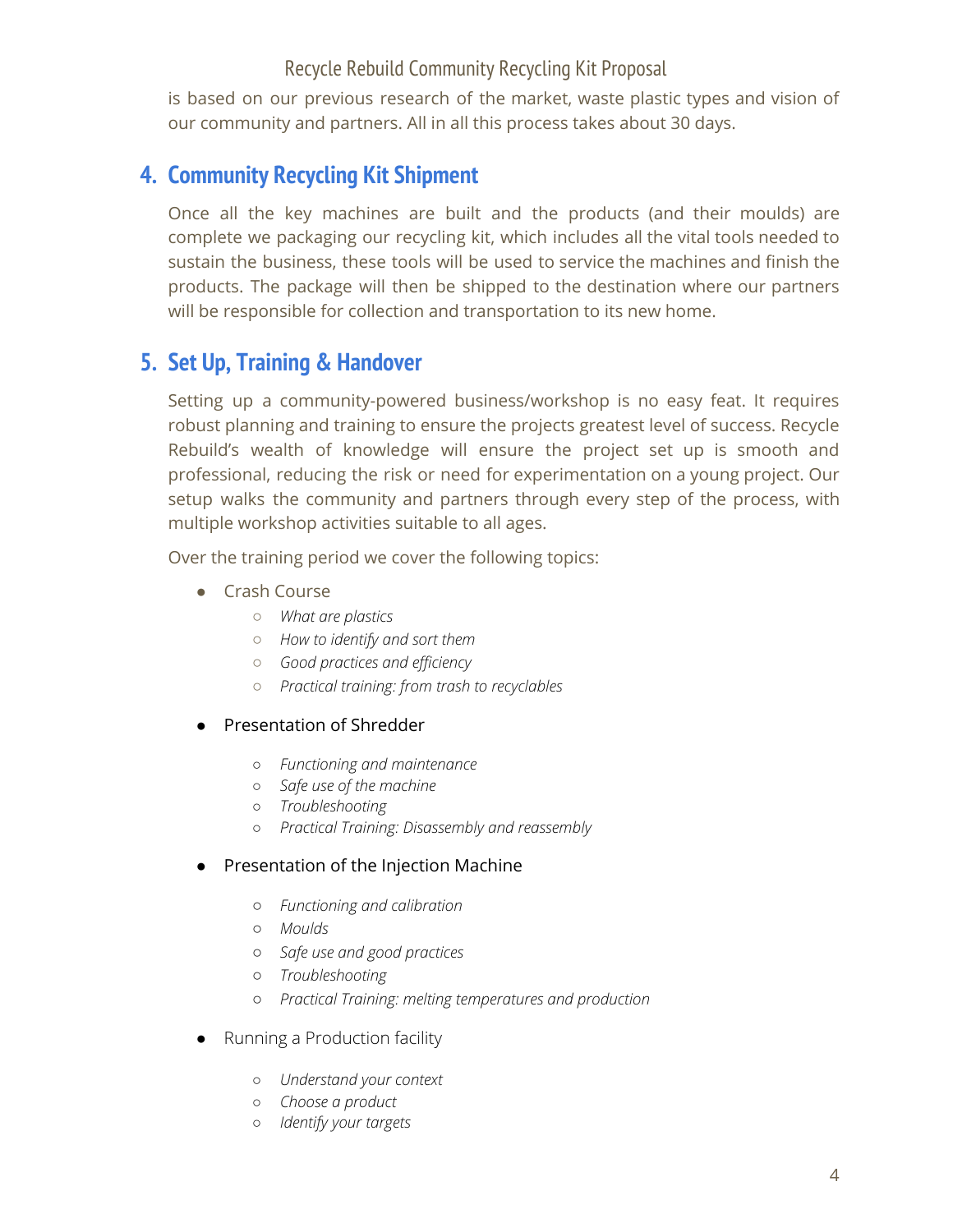is based on our previous research of the market, waste plastic types and vision of our community and partners. All in all this process takes about 30 days.

## 4. Community Recycling Kit Shipment

Once all the key machines are built and the products (and their moulds) are complete we packaging our recycling kit, which includes all the vital tools needed to sustain the business, these tools will be used to service the machines and finish the products. The package will then be shipped to the destination where our partners will be responsible for collection and transportation to its new home.

## 5. Set Up, Training & Handover

Setting up a community-powered business/workshop is no easy feat. It requires robust planning and training to ensure the projects greatest level of success. Recycle Rebuild's wealth of knowledge will ensure the project set up is smooth and professional, reducing the risk or need for experimentation on a young project. Our setup walks the community and partners through every step of the process, with multiple workshop activities suitable to all ages.

Over the training period we cover the following topics:

- Crash Course
  - *What are plastics*
  - *How to identify and sort them*
  - *Good practices and efficiency*
  - *Practical training: from trash to recyclables*

- Presentation of Shredder
  - *Functioning and maintenance*
  - *Safe use of the machine*
  - *Troubleshooting*
  - *Practical Training: Disassembly and reassembly*

- Presentation of the Injection Machine
  - *Functioning and calibration*
  - *Moulds*
  - *Safe use and good practices*
  - *Troubleshooting*
  - *Practical Training: melting temperatures and production*

- Running a Production facility
  - *Understand your context*
  - *Choose a product*
  - *Identify your targets*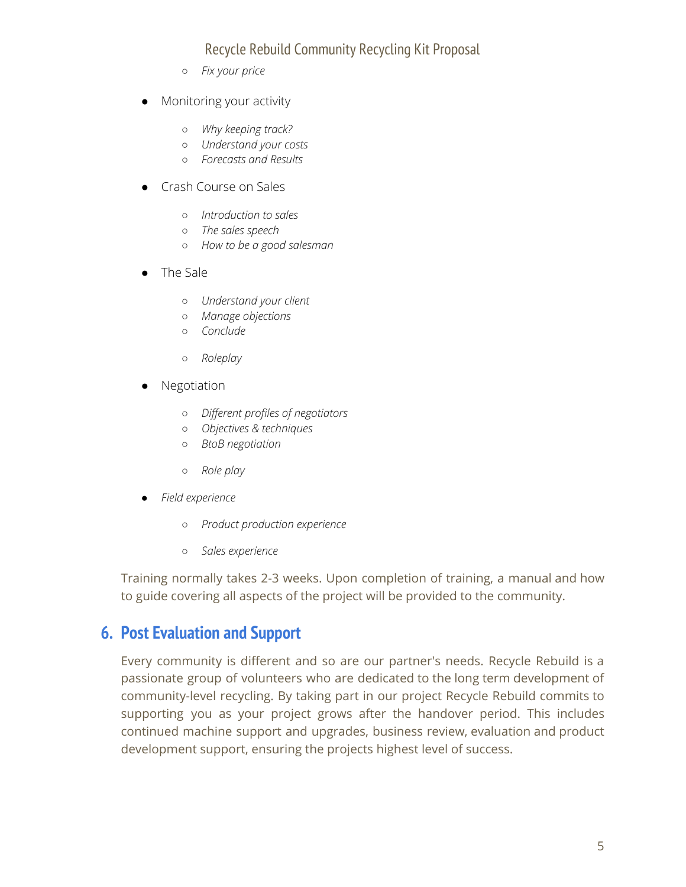- *Fix your price*

- Monitoring your activity

    - *Why keeping track?*
    - *Understand your costs*
    - *Forecasts and Results*

- Crash Course on Sales

    - *Introduction to sales*
    - *The sales speech*
    - *How to be a good salesman*

- The Sale

    - *Understand your client*
    - *Manage objections*
    - *Conclude*

    - *Roleplay*

- Negotiation

    - *Different profiles of negotiators*
    - *Objectives & techniques*
    - *BtoB negotiation*

    - *Role play*

- *Field experience*

    - *Product production experience*

    - *Sales experience*

Training normally takes 2-3 weeks. Upon completion of training, a manual and how to guide covering all aspects of the project will be provided to the community.

## 6. Post Evaluation and Support

Every community is different and so are our partner's needs. Recycle Rebuild is a passionate group of volunteers who are dedicated to the long term development of community-level recycling. By taking part in our project Recycle Rebuild commits to supporting you as your project grows after the handover period. This includes continued machine support and upgrades, business review, evaluation and product development support, ensuring the projects highest level of success.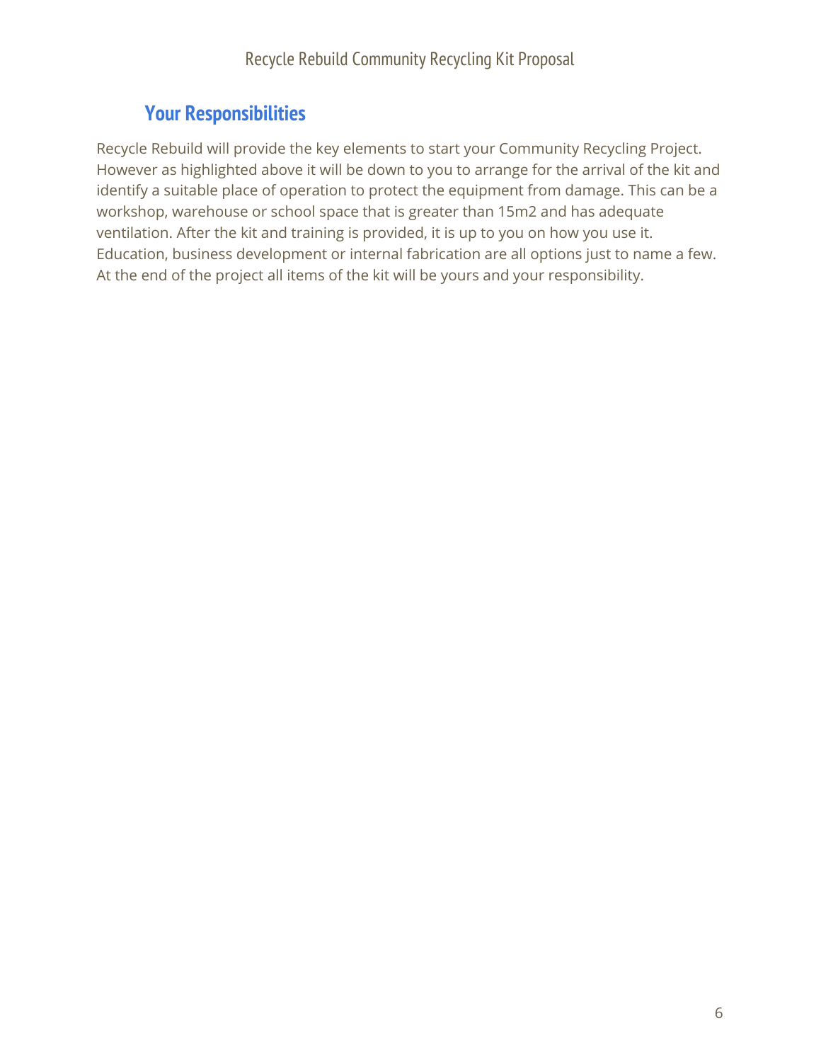## Your Responsibilities

Recycle Rebuild will provide the key elements to start your Community Recycling Project. However as highlighted above it will be down to you to arrange for the arrival of the kit and identify a suitable place of operation to protect the equipment from damage. This can be a workshop, warehouse or school space that is greater than 15m2 and has adequate ventilation. After the kit and training is provided, it is up to you on how you use it. Education, business development or internal fabrication are all options just to name a few. At the end of the project all items of the kit will be yours and your responsibility.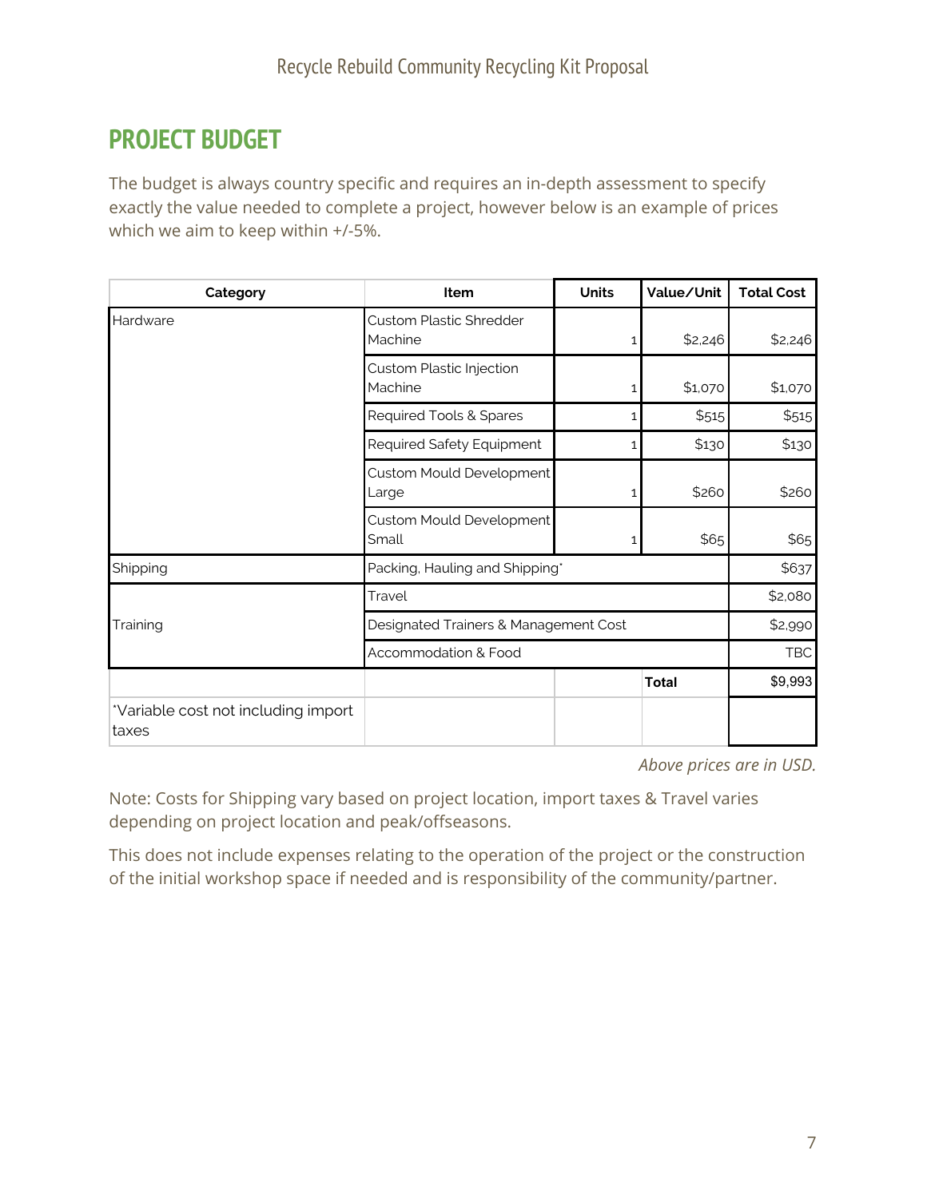## PROJECT BUDGET

The budget is always country specific and requires an in-depth assessment to specify exactly the value needed to complete a project, however below is an example of prices which we aim to keep within +/-5%.

| Category | Item | Units | Value/Unit | Total Cost |
|---|---|---|---|---|
| Hardware | Custom Plastic Shredder Machine | 1 | $2,246 | $2,246 |
| | Custom Plastic Injection Machine | 1 | $1,070 | $1,070 |
| | Required Tools & Spares | 1 | $515 | $515 |
| | Required Safety Equipment | 1 | $130 | $130 |
| | Custom Mould Development Large | 1 | $260 | $260 |
| | Custom Mould Development Small | 1 | $65 | $65 |
| Shipping | Packing, Hauling and Shipping* | | | $637 |
| Training | Travel | | | $2,080 |
| | Designated Trainers & Management Cost | | | $2,990 |
| | Accommodation & Food | | | TBC |
| | | | **Total** | $9,993 |
| *Variable cost not including import taxes | | | | |

*Above prices are in USD.*

Note: Costs for Shipping vary based on project location, import taxes & Travel varies depending on project location and peak/offseasons.

This does not include expenses relating to the operation of the project or the construction of the initial workshop space if needed and is responsibility of the community/partner.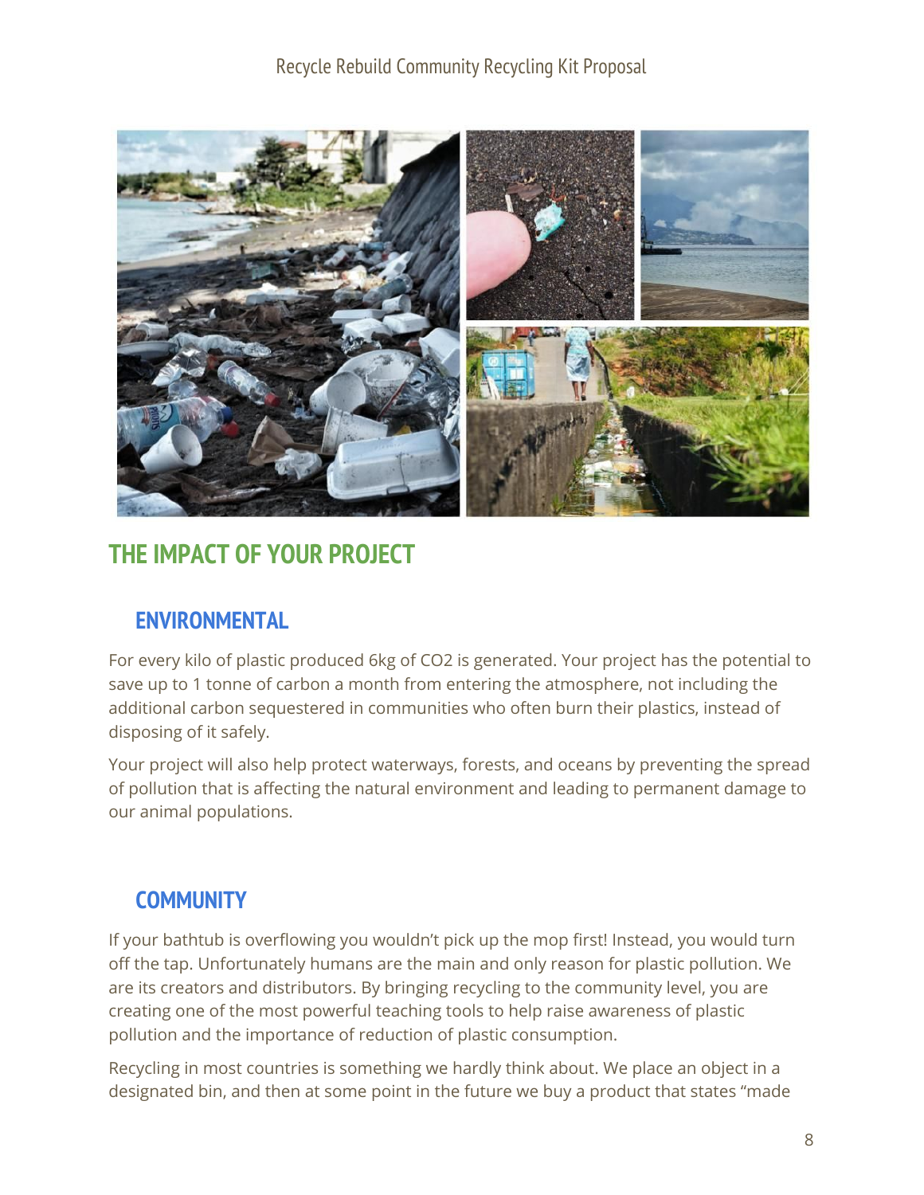## THE IMPACT OF YOUR PROJECT

### ENVIRONMENTAL

For every kilo of plastic produced 6kg of $CO_2$ is generated. Your project has the potential to save up to 1 tonne of carbon a month from entering the atmosphere, not including the additional carbon sequestered in communities who often burn their plastics, instead of disposing of it safely.

Your project will also help protect waterways, forests, and oceans by preventing the spread of pollution that is affecting the natural environment and leading to permanent damage to our animal populations.

### COMMUNITY

If your bathtub is overflowing you wouldn't pick up the mop first! Instead, you would turn off the tap. Unfortunately humans are the main and only reason for plastic pollution. We are its creators and distributors. By bringing recycling to the community level, you are creating one of the most powerful teaching tools to help raise awareness of plastic pollution and the importance of reduction of plastic consumption.

Recycling in most countries is something we hardly think about. We place an object in a designated bin, and then at some point in the future we buy a product that states "made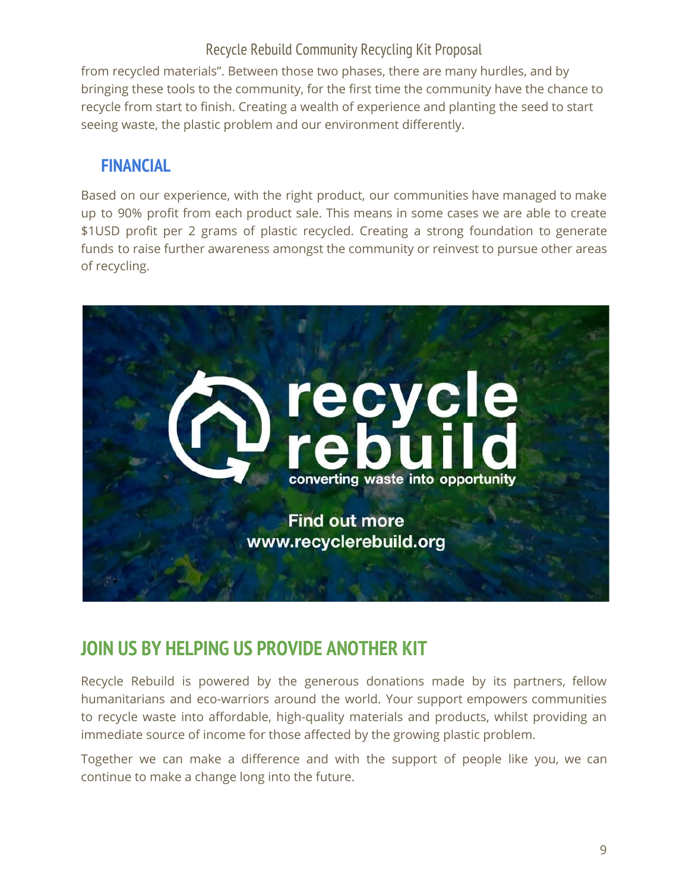from recycled materials". Between those two phases, there are many hurdles, and by bringing these tools to the community, for the first time the community have the chance to recycle from start to finish. Creating a wealth of experience and planting the seed to start seeing waste, the plastic problem and our environment differently.

## FINANCIAL

Based on our experience, with the right product, our communities have managed to make up to 90% profit from each product sale. This means in some cases we are able to create $1USD profit per 2 grams of plastic recycled. Creating a strong foundation to generate funds to raise further awareness amongst the community or reinvest to pursue other areas of recycling.

recycle rebuild

converting waste into opportunity

Find out more

www.recyclerebuild.org

# JOIN US BY HELPING US PROVIDE ANOTHER KIT

Recycle Rebuild is powered by the generous donations made by its partners, fellow humanitarians and eco-warriors around the world. Your support empowers communities to recycle waste into affordable, high-quality materials and products, whilst providing an immediate source of income for those affected by the growing plastic problem.

Together we can make a difference and with the support of people like you, we can continue to make a change long into the future.